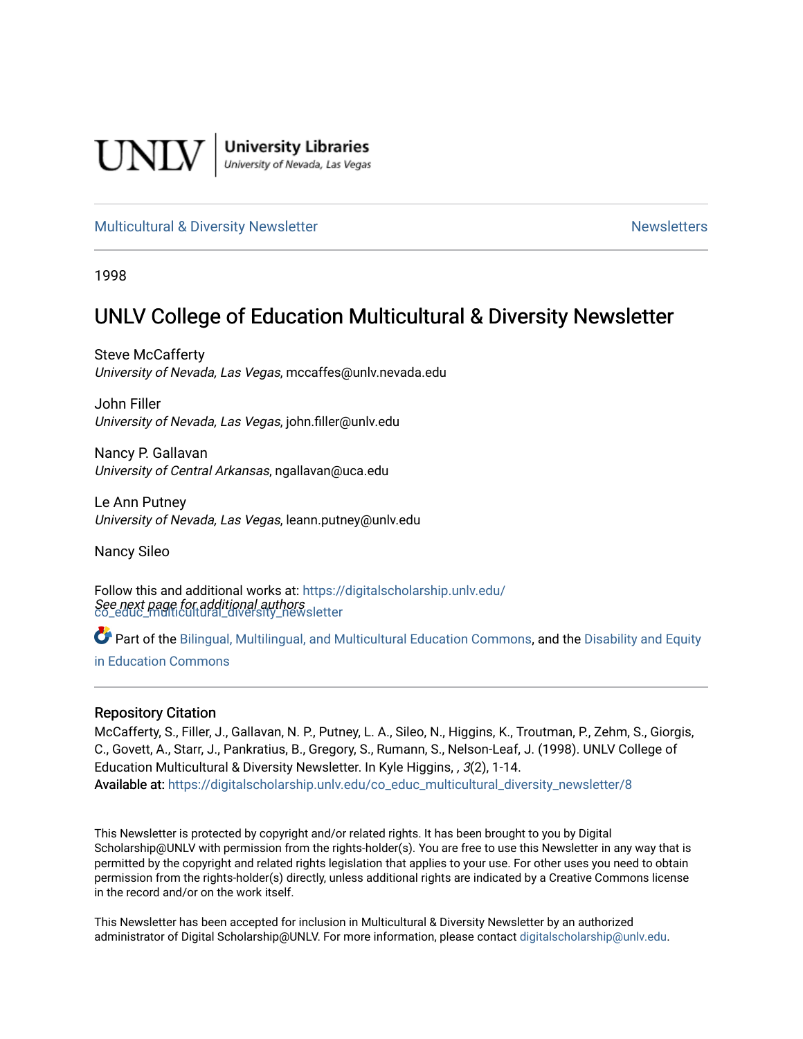UNLV | University Libraries
University of Nevada, Las Vegas

Multicultural & Diversity Newsletter | Newsletters

1998

# UNLV College of Education Multicultural & Diversity Newsletter

Steve McCafferty
*University of Nevada, Las Vegas*, mccaffes@unlv.nevada.edu

John Filler
*University of Nevada, Las Vegas*, john.filler@unlv.edu

Nancy P. Gallavan
*University of Central Arkansas*, ngallavan@uca.edu

Le Ann Putney
*University of Nevada, Las Vegas*, leann.putney@unlv.edu

Nancy Sileo

*See next page for additional authors*

Follow this and additional works at: https://digitalscholarship.unlv.edu/co_educ_multicultural_diversity_newsletter

Part of the Bilingual, Multilingual, and Multicultural Education Commons, and the Disability and Equity in Education Commons

## Repository Citation

McCafferty, S., Filler, J., Gallavan, N. P., Putney, L. A., Sileo, N., Higgins, K., Troutman, P., Zehm, S., Giorgis, C., Govett, A., Starr, J., Pankratius, B., Gregory, S., Rumann, S., Nelson-Leaf, J. (1998). UNLV College of Education Multicultural & Diversity Newsletter. In Kyle Higgins, , *3*(2), 1-14.
**Available at:** https://digitalscholarship.unlv.edu/co_educ_multicultural_diversity_newsletter/8

This Newsletter is protected by copyright and/or related rights. It has been brought to you by Digital Scholarship@UNLV with permission from the rights-holder(s). You are free to use this Newsletter in any way that is permitted by the copyright and related rights legislation that applies to your use. For other uses you need to obtain permission from the rights-holder(s) directly, unless additional rights are indicated by a Creative Commons license in the record and/or on the work itself.

This Newsletter has been accepted for inclusion in Multicultural & Diversity Newsletter by an authorized administrator of Digital Scholarship@UNLV. For more information, please contact digitalscholarship@unlv.edu.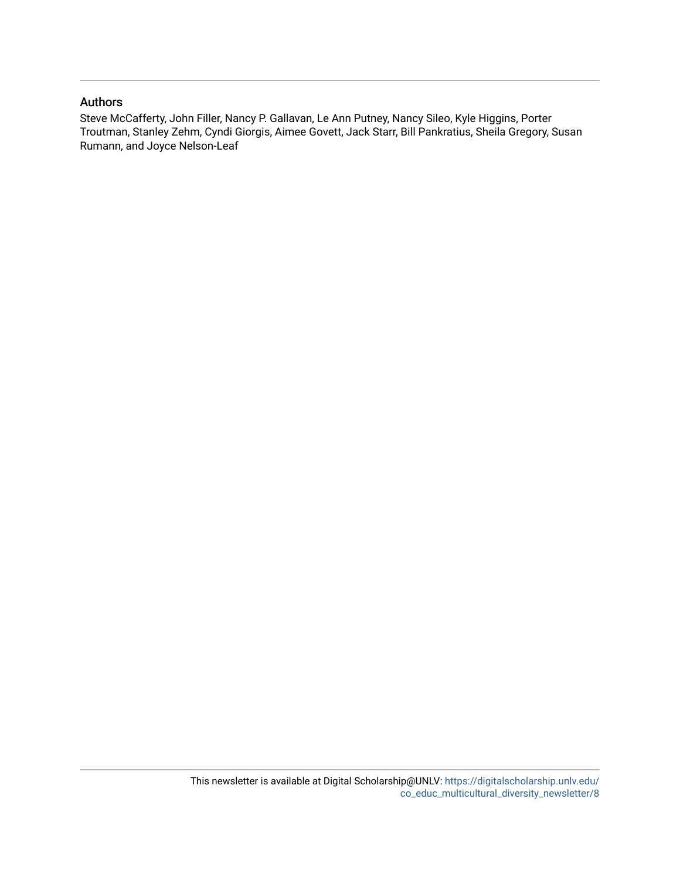## Authors

Steve McCafferty, John Filler, Nancy P. Gallavan, Le Ann Putney, Nancy Sileo, Kyle Higgins, Porter Troutman, Stanley Zehm, Cyndi Giorgis, Aimee Govett, Jack Starr, Bill Pankratius, Sheila Gregory, Susan Rumann, and Joyce Nelson-Leaf

This newsletter is available at Digital Scholarship@UNLV: https://digitalscholarship.unlv.edu/co_educ_multicultural_diversity_newsletter/8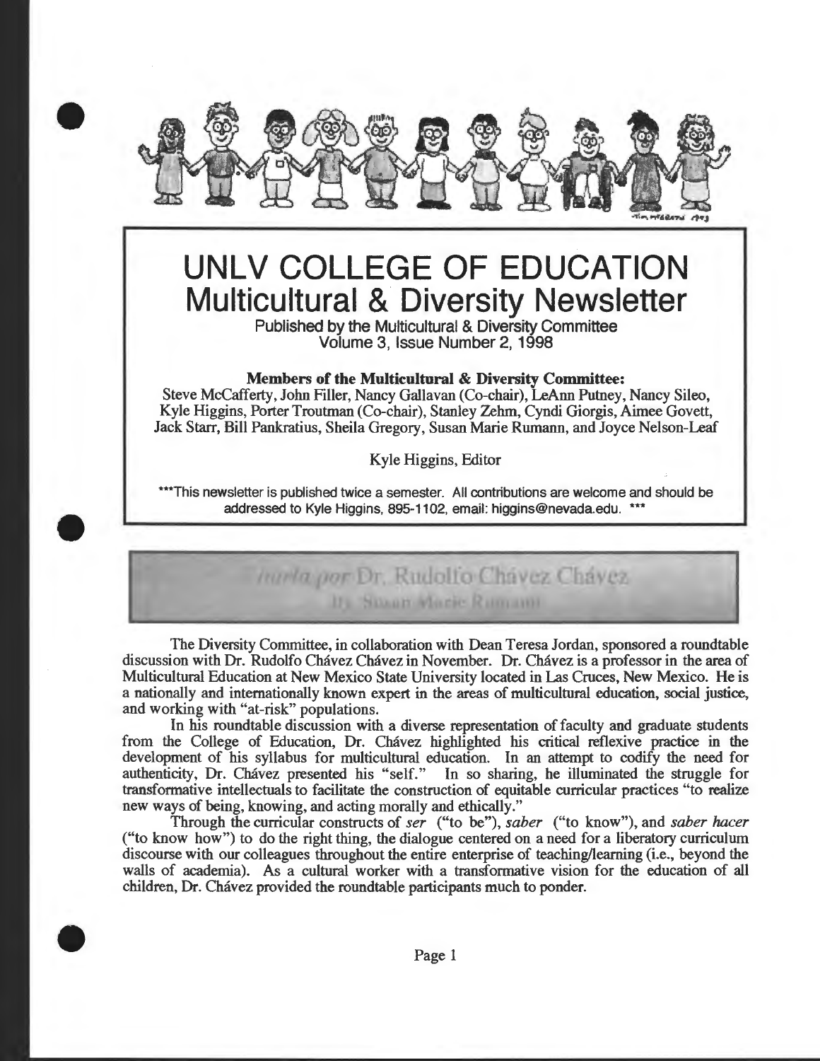# UNLV COLLEGE OF EDUCATION
## Multicultural & Diversity Newsletter

Published by the Multicultural & Diversity Committee
Volume 3, Issue Number 2, 1998

**Members of the Multicultural & Diversity Committee:**
Steve McCafferty, John Filler, Nancy Gallavan (Co-chair), LeAnn Putney, Nancy Sileo, Kyle Higgins, Porter Troutman (Co-chair), Stanley Zehm, Cyndi Giorgis, Aimee Govett, Jack Starr, Bill Pankratius, Sheila Gregory, Susan Marie Rumann, and Joyce Nelson-Leaf

Kyle Higgins, Editor

\*\*\*This newsletter is published twice a semester. All contributions are welcome and should be addressed to Kyle Higgins, 895-1102, email: higgins@nevada.edu. \*\*\*

## *Charla por* Dr. Rudolfo Chávez Chávez

By Susan Marie Rumann

The Diversity Committee, in collaboration with Dean Teresa Jordan, sponsored a roundtable discussion with Dr. Rudolfo Chávez Chávez in November. Dr. Chávez is a professor in the area of Multicultural Education at New Mexico State University located in Las Cruces, New Mexico. He is a nationally and internationally known expert in the areas of multicultural education, social justice, and working with "at-risk" populations.

In his roundtable discussion with a diverse representation of faculty and graduate students from the College of Education, Dr. Chávez highlighted his critical reflexive practice in the development of his syllabus for multicultural education. In an attempt to codify the need for authenticity, Dr. Chávez presented his "self." In so sharing, he illuminated the struggle for transformative intellectuals to facilitate the construction of equitable curricular practices "to realize new ways of being, knowing, and acting morally and ethically."

Through the curricular constructs of *ser* ("to be"), *saber* ("to know"), and *saber hacer* ("to know how") to do the right thing, the dialogue centered on a need for a liberatory curriculum discourse with our colleagues throughout the entire enterprise of teaching/learning (i.e., beyond the walls of academia). As a cultural worker with a transformative vision for the education of all children, Dr. Chávez provided the roundtable participants much to ponder.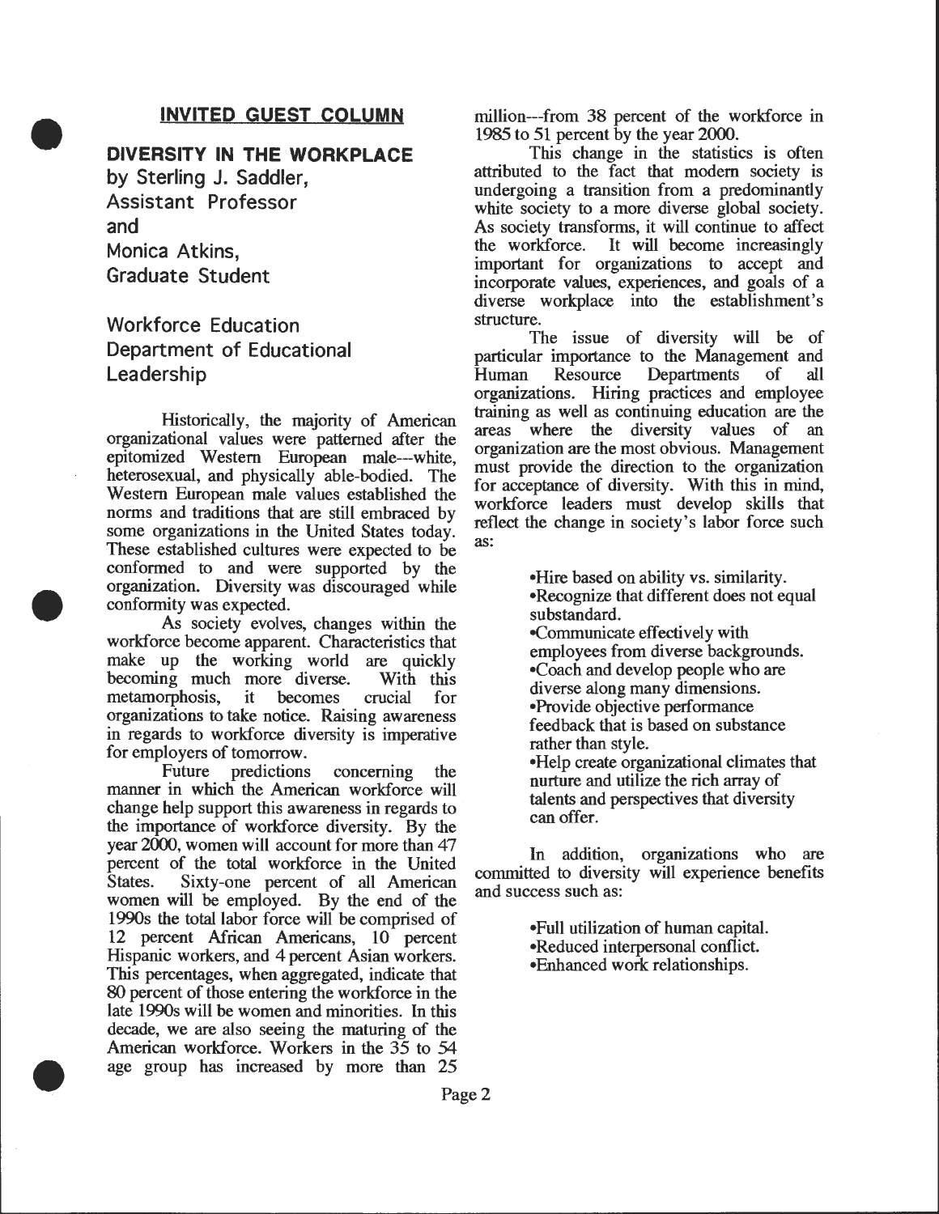## INVITED GUEST COLUMN

### DIVERSITY IN THE WORKPLACE

by Sterling J. Saddler,
Assistant Professor
and
Monica Atkins,
Graduate Student

Workforce Education
Department of Educational Leadership

Historically, the majority of American organizational values were patterned after the epitomized Western European male---white, heterosexual, and physically able-bodied. The Western European male values established the norms and traditions that are still embraced by some organizations in the United States today. These established cultures were expected to be conformed to and were supported by the organization. Diversity was discouraged while conformity was expected.

As society evolves, changes within the workforce become apparent. Characteristics that make up the working world are quickly becoming much more diverse. With this metamorphosis, it becomes crucial for organizations to take notice. Raising awareness in regards to workforce diversity is imperative for employers of tomorrow.

Future predictions concerning the manner in which the American workforce will change help support this awareness in regards to the importance of workforce diversity. By the year 2000, women will account for more than 47 percent of the total workforce in the United States. Sixty-one percent of all American women will be employed. By the end of the 1990s the total labor force will be comprised of 12 percent African Americans, 10 percent Hispanic workers, and 4 percent Asian workers. This percentages, when aggregated, indicate that 80 percent of those entering the workforce in the late 1990s will be women and minorities. In this decade, we are also seeing the maturing of the American workforce. Workers in the 35 to 54 age group has increased by more than 25 million---from 38 percent of the workforce in 1985 to 51 percent by the year 2000.

This change in the statistics is often attributed to the fact that modern society is undergoing a transition from a predominantly white society to a more diverse global society. As society transforms, it will continue to affect the workforce. It will become increasingly important for organizations to accept and incorporate values, experiences, and goals of a diverse workplace into the establishment's structure.

The issue of diversity will be of particular importance to the Management and Human Resource Departments of all organizations. Hiring practices and employee training as well as continuing education are the areas where the diversity values of an organization are the most obvious. Management must provide the direction to the organization for acceptance of diversity. With this in mind, workforce leaders must develop skills that reflect the change in society's labor force such as:

- Hire based on ability vs. similarity.
- Recognize that different does not equal substandard.
- Communicate effectively with employees from diverse backgrounds.
- Coach and develop people who are diverse along many dimensions.
- Provide objective performance feedback that is based on substance rather than style.
- Help create organizational climates that nurture and utilize the rich array of talents and perspectives that diversity can offer.

In addition, organizations who are committed to diversity will experience benefits and success such as:

- Full utilization of human capital.
- Reduced interpersonal conflict.
- Enhanced work relationships.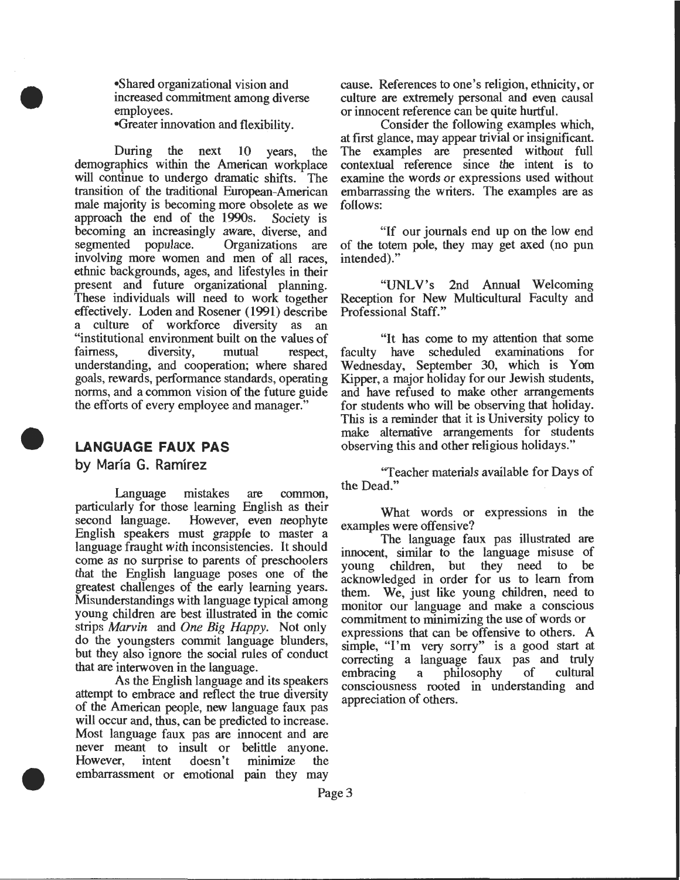•Shared organizational vision and increased commitment among diverse employees.

•Greater innovation and flexibility.

During the next 10 years, the demographics within the American workplace will continue to undergo dramatic shifts. The transition of the traditional European-American male majority is becoming more obsolete as we approach the end of the 1990s. Society is becoming an increasingly aware, diverse, and segmented populace. Organizations are involving more women and men of all races, ethnic backgrounds, ages, and lifestyles in their present and future organizational planning. These individuals will need to work together effectively. Loden and Rosener (1991) describe a culture of workforce diversity as an "institutional environment built on the values of fairness, diversity, mutual respect, understanding, and cooperation; where shared goals, rewards, performance standards, operating norms, and a common vision of the future guide the efforts of every employee and manager."

## LANGUAGE FAUX PAS

### by María G. Ramírez

Language mistakes are common, particularly for those learning English as their second language. However, even neophyte English speakers must grapple to master a language fraught with inconsistencies. It should come as no surprise to parents of preschoolers that the English language poses one of the greatest challenges of the early learning years. Misunderstandings with language typical among young children are best illustrated in the comic strips *Marvin* and *One Big Happy*. Not only do the youngsters commit language blunders, but they also ignore the social rules of conduct that are interwoven in the language.

As the English language and its speakers attempt to embrace and reflect the true diversity of the American people, new language faux pas will occur and, thus, can be predicted to increase. Most language faux pas are innocent and are never meant to insult or belittle anyone. However, intent doesn't minimize the embarrassment or emotional pain they may cause. References to one's religion, ethnicity, or culture are extremely personal and even causal or innocent reference can be quite hurtful.

Consider the following examples which, at first glance, may appear trivial or insignificant. The examples are presented without full contextual reference since the intent is to examine the words or expressions used without embarrassing the writers. The examples are as follows:

"If our journals end up on the low end of the totem pole, they may get axed (no pun intended)."

"UNLV's 2nd Annual Welcoming Reception for New Multicultural Faculty and Professional Staff."

"It has come to my attention that some faculty have scheduled examinations for Wednesday, September 30, which is Yom Kipper, a major holiday for our Jewish students, and have refused to make other arrangements for students who will be observing that holiday. This is a reminder that it is University policy to make alternative arrangements for students observing this and other religious holidays."

"Teacher materials available for Days of the Dead."

What words or expressions in the examples were offensive?

The language faux pas illustrated are innocent, similar to the language misuse of young children, but they need to be acknowledged in order for us to learn from them. We, just like young children, need to monitor our language and make a conscious commitment to minimizing the use of words or expressions that can be offensive to others. A simple, "I'm very sorry" is a good start at correcting a language faux pas and truly embracing a philosophy of cultural consciousness rooted in understanding and appreciation of others.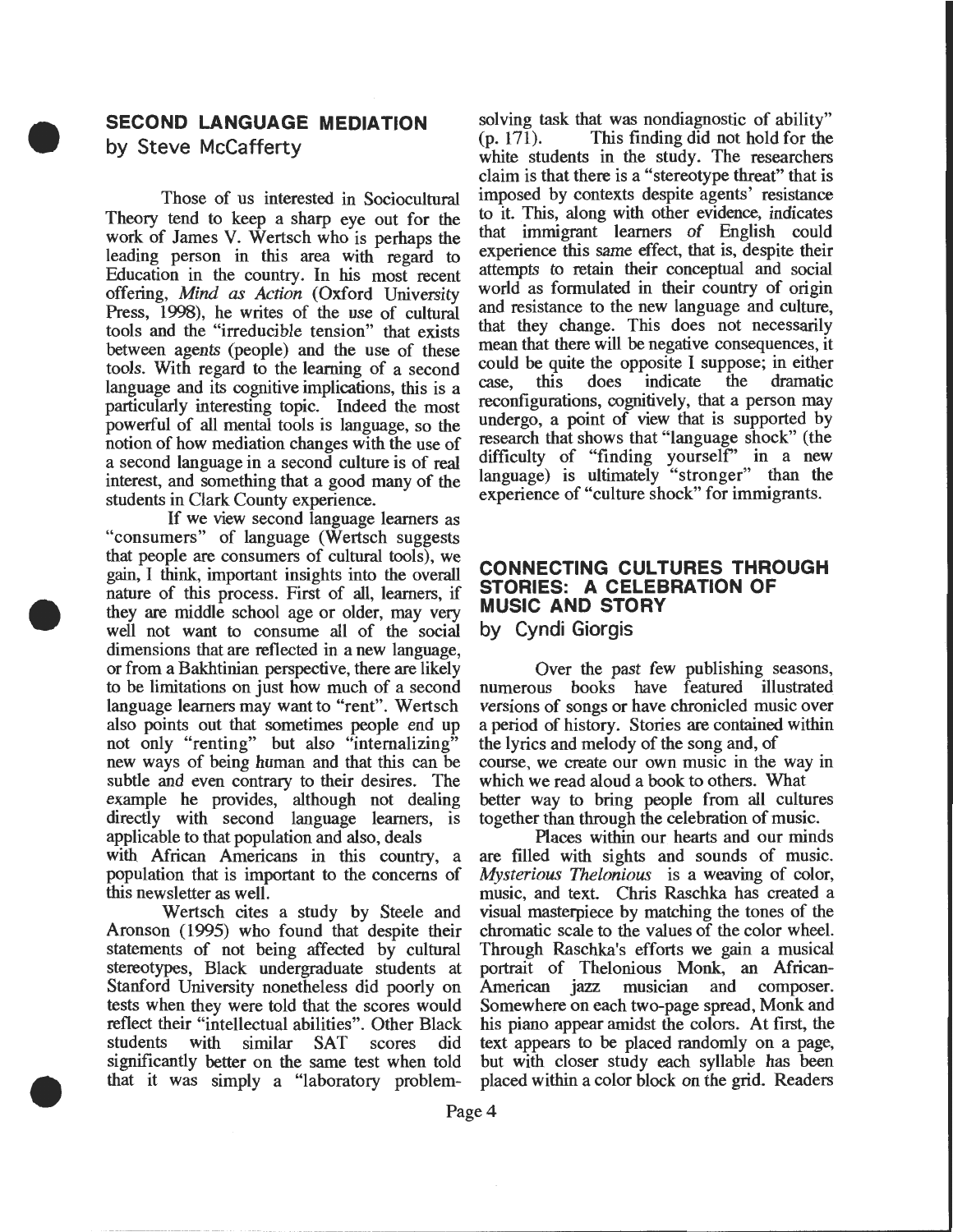## SECOND LANGUAGE MEDIATION
by Steve McCafferty

Those of us interested in Sociocultural Theory tend to keep a sharp eye out for the work of James V. Wertsch who is perhaps the leading person in this area with regard to Education in the country. In his most recent offering, *Mind as Action* (Oxford University Press, 1998), he writes of the use of cultural tools and the "irreducible tension" that exists between agents (people) and the use of these tools. With regard to the learning of a second language and its cognitive implications, this is a particularly interesting topic. Indeed the most powerful of all mental tools is language, so the notion of how mediation changes with the use of a second language in a second culture is of real interest, and something that a good many of the students in Clark County experience.

If we view second language learners as "consumers" of language (Wertsch suggests that people are consumers of cultural tools), we gain, I think, important insights into the overall nature of this process. First of all, learners, if they are middle school age or older, may very well not want to consume all of the social dimensions that are reflected in a new language, or from a Bakhtinian perspective, there are likely to be limitations on just how much of a second language learners may want to "rent". Wertsch also points out that sometimes people end up not only "renting" but also "internalizing" new ways of being human and that this can be subtle and even contrary to their desires. The example he provides, although not dealing directly with second language learners, is applicable to that population and also, deals with African Americans in this country, a population that is important to the concerns of this newsletter as well.

Wertsch cites a study by Steele and Aronson (1995) who found that despite their statements of not being affected by cultural stereotypes, Black undergraduate students at Stanford University nonetheless did poorly on tests when they were told that the scores would reflect their "intellectual abilities". Other Black students with similar SAT scores did significantly better on the same test when told that it was simply a "laboratory problem-solving task that was nondiagnostic of ability" (p. 171). This finding did not hold for the white students in the study. The researchers claim is that there is a "stereotype threat" that is imposed by contexts despite agents' resistance to it. This, along with other evidence, indicates that immigrant learners of English could experience this same effect, that is, despite their attempts to retain their conceptual and social world as formulated in their country of origin and resistance to the new language and culture, that they change. This does not necessarily mean that there will be negative consequences, it could be quite the opposite I suppose; in either case, this does indicate the dramatic reconfigurations, cognitively, that a person may undergo, a point of view that is supported by research that shows that "language shock" (the difficulty of "finding yourself" in a new language) is ultimately "stronger" than the experience of "culture shock" for immigrants.

## CONNECTING CULTURES THROUGH STORIES: A CELEBRATION OF MUSIC AND STORY
by Cyndi Giorgis

Over the past few publishing seasons, numerous books have featured illustrated versions of songs or have chronicled music over a period of history. Stories are contained within the lyrics and melody of the song and, of course, we create our own music in the way in which we read aloud a book to others. What better way to bring people from all cultures together than through the celebration of music.

Places within our hearts and our minds are filled with sights and sounds of music. *Mysterious Thelonious* is a weaving of color, music, and text. Chris Raschka has created a visual masterpiece by matching the tones of the chromatic scale to the values of the color wheel. Through Raschka's efforts we gain a musical portrait of Thelonious Monk, an African-American jazz musician and composer. Somewhere on each two-page spread, Monk and his piano appear amidst the colors. At first, the text appears to be placed randomly on a page, but with closer study each syllable has been placed within a color block on the grid. Readers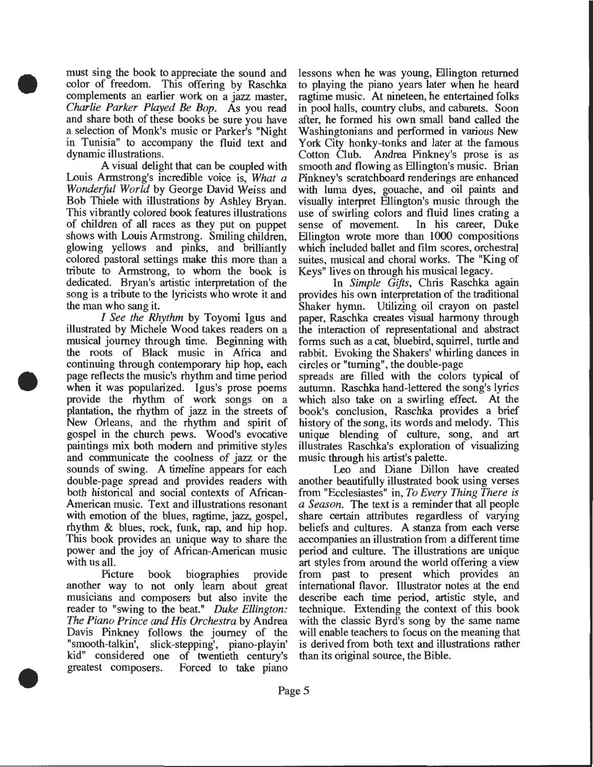must sing the book to appreciate the sound and color of freedom. This offering by Raschka complements an earlier work on a jazz master, *Charlie Parker Played Be Bop*. As you read and share both of these books be sure you have a selection of Monk's music or Parker's "Night in Tunisia" to accompany the fluid text and dynamic illustrations.

A visual delight that can be coupled with Louis Armstrong's incredible voice is, *What a Wonderful World* by George David Weiss and Bob Thiele with illustrations by Ashley Bryan. This vibrantly colored book features illustrations of children of all races as they put on puppet shows with Louis Armstrong. Smiling children, glowing yellows and pinks, and brilliantly colored pastoral settings make this more than a tribute to Armstrong, to whom the book is dedicated. Bryan's artistic interpretation of the song is a tribute to the lyricists who wrote it and the man who sang it.

*I See the Rhythm* by Toyomi Igus and illustrated by Michele Wood takes readers on a musical journey through time. Beginning with the roots of Black music in Africa and continuing through contemporary hip hop, each page reflects the music's rhythm and time period when it was popularized. Igus's prose poems provide the rhythm of work songs on a plantation, the rhythm of jazz in the streets of New Orleans, and the rhythm and spirit of gospel in the church pews. Wood's evocative paintings mix both modern and primitive styles and communicate the coolness of jazz or the sounds of swing. A timeline appears for each double-page spread and provides readers with both historical and social contexts of African-American music. Text and illustrations resonant with emotion of the blues, ragtime, jazz, gospel, rhythm & blues, rock, funk, rap, and hip hop. This book provides an unique way to share the power and the joy of African-American music with us all.

Picture book biographies provide another way to not only learn about great musicians and composers but also invite the reader to "swing to the beat." *Duke Ellington: The Piano Prince and His Orchestra* by Andrea Davis Pinkney follows the journey of the "smooth-talkin', slick-stepping', piano-playin' kid" considered one of twentieth century's greatest composers. Forced to take piano lessons when he was young, Ellington returned to playing the piano years later when he heard ragtime music. At nineteen, he entertained folks in pool halls, country clubs, and cabarets. Soon after, he formed his own small band called the Washingtonians and performed in various New York City honky-tonks and later at the famous Cotton Club. Andrea Pinkney's prose is as smooth and flowing as Ellington's music. Brian Pinkney's scratchboard renderings are enhanced with luma dyes, gouache, and oil paints and visually interpret Ellington's music through the use of swirling colors and fluid lines crating a sense of movement. In his career, Duke Ellington wrote more than 1000 compositions which included ballet and film scores, orchestral suites, musical and choral works. The "King of Keys" lives on through his musical legacy.

In *Simple Gifts*, Chris Raschka again provides his own interpretation of the traditional Shaker hymn. Utilizing oil crayon on pastel paper, Raschka creates visual harmony through the interaction of representational and abstract forms such as a cat, bluebird, squirrel, turtle and rabbit. Evoking the Shakers' whirling dances in circles or "turning", the double-page spreads are filled with the colors typical of autumn. Raschka hand-lettered the song's lyrics which also take on a swirling effect. At the book's conclusion, Raschka provides a brief history of the song, its words and melody. This unique blending of culture, song, and art illustrates Raschka's exploration of visualizing music through his artist's palette.

Leo and Diane Dillon have created another beautifully illustrated book using verses from "Ecclesiastes" in, *To Every Thing There is a Season*. The text is a reminder that all people share certain attributes regardless of varying beliefs and cultures. A stanza from each verse accompanies an illustration from a different time period and culture. The illustrations are unique art styles from around the world offering a view from past to present which provides an international flavor. Illustrator notes at the end describe each time period, artistic style, and technique. Extending the context of this book with the classic Byrd's song by the same name will enable teachers to focus on the meaning that is derived from both text and illustrations rather than its original source, the Bible.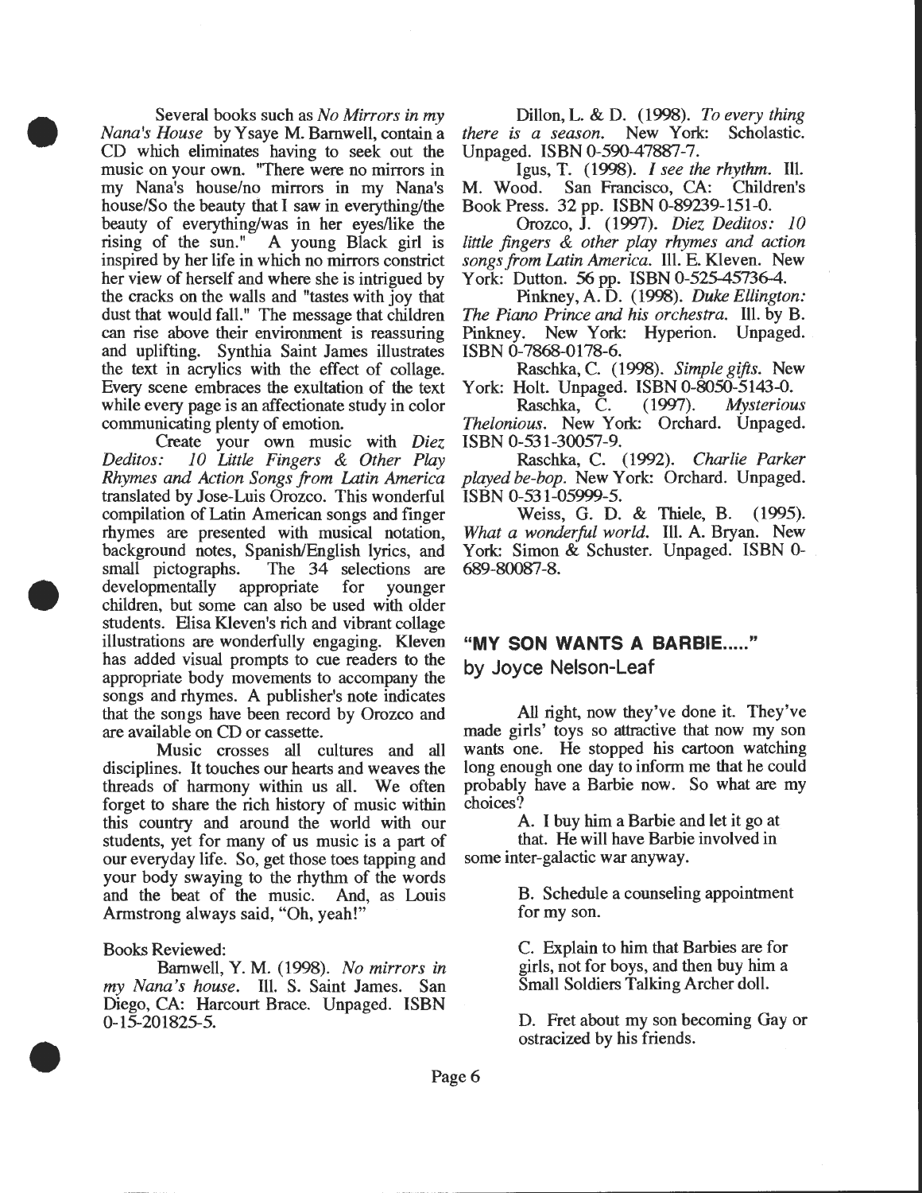Several books such as *No Mirrors in my Nana's House* by Ysaye M. Barnwell, contain a CD which eliminates having to seek out the music on your own. "There were no mirrors in my Nana's house/no mirrors in my Nana's house/So the beauty that I saw in everything/the beauty of everything/was in her eyes/like the rising of the sun." A young Black girl is inspired by her life in which no mirrors constrict her view of herself and where she is intrigued by the cracks on the walls and "tastes with joy that dust that would fall." The message that children can rise above their environment is reassuring and uplifting. Synthia Saint James illustrates the text in acrylics with the effect of collage. Every scene embraces the exultation of the text while every page is an affectionate study in color communicating plenty of emotion.

Create your own music with *Diez Deditos: 10 Little Fingers & Other Play Rhymes and Action Songs from Latin America* translated by Jose-Luis Orozco. This wonderful compilation of Latin American songs and finger rhymes are presented with musical notation, background notes, Spanish/English lyrics, and small pictographs. The 34 selections are developmentally appropriate for younger children, but some can also be used with older students. Elisa Kleven's rich and vibrant collage illustrations are wonderfully engaging. Kleven has added visual prompts to cue readers to the appropriate body movements to accompany the songs and rhymes. A publisher's note indicates that the songs have been record by Orozco and are available on CD or cassette.

Music crosses all cultures and all disciplines. It touches our hearts and weaves the threads of harmony within us all. We often forget to share the rich history of music within this country and around the world with our students, yet for many of us music is a part of our everyday life. So, get those toes tapping and your body swaying to the rhythm of the words and the beat of the music. And, as Louis Armstrong always said, "Oh, yeah!"

Books Reviewed:

Barnwell, Y. M. (1998). *No mirrors in my Nana's house*. Ill. S. Saint James. San Diego, CA: Harcourt Brace. Unpaged. ISBN 0-15-201825-5.

Dillon, L. & D. (1998). *To every thing there is a season*. New York: Scholastic. Unpaged. ISBN 0-590-47887-7.

Igus, T. (1998). *I see the rhythm*. Ill. M. Wood. San Francisco, CA: Children's Book Press. 32 pp. ISBN 0-89239-151-0.

Orozco, J. (1997). *Diez Deditos: 10 little fingers & other play rhymes and action songs from Latin America*. Ill. E. Kleven. New York: Dutton. 56 pp. ISBN 0-525-45736-4.

Pinkney, A. D. (1998). *Duke Ellington: The Piano Prince and his orchestra*. Ill. by B. Pinkney. New York: Hyperion. Unpaged. ISBN 0-7868-0178-6.

Raschka, C. (1998). *Simple gifts*. New York: Holt. Unpaged. ISBN 0-8050-5143-0.

Raschka, C. (1997). *Mysterious Thelonious*. New York: Orchard. Unpaged. ISBN 0-531-30057-9.

Raschka, C. (1992). *Charlie Parker played be-bop*. New York: Orchard. Unpaged. ISBN 0-531-05999-5.

Weiss, G. D. & Thiele, B. (1995). *What a wonderful world*. Ill. A. Bryan. New York: Simon & Schuster. Unpaged. ISBN 0-689-80087-8.

## "MY SON WANTS A BARBIE....."
## by Joyce Nelson-Leaf

All right, now they've done it. They've made girls' toys so attractive that now my son wants one. He stopped his cartoon watching long enough one day to inform me that he could probably have a Barbie now. So what are my choices?

A. I buy him a Barbie and let it go at that. He will have Barbie involved in some inter-galactic war anyway.

B. Schedule a counseling appointment for my son.

C. Explain to him that Barbies are for girls, not for boys, and then buy him a Small Soldiers Talking Archer doll.

D. Fret about my son becoming Gay or ostracized by his friends.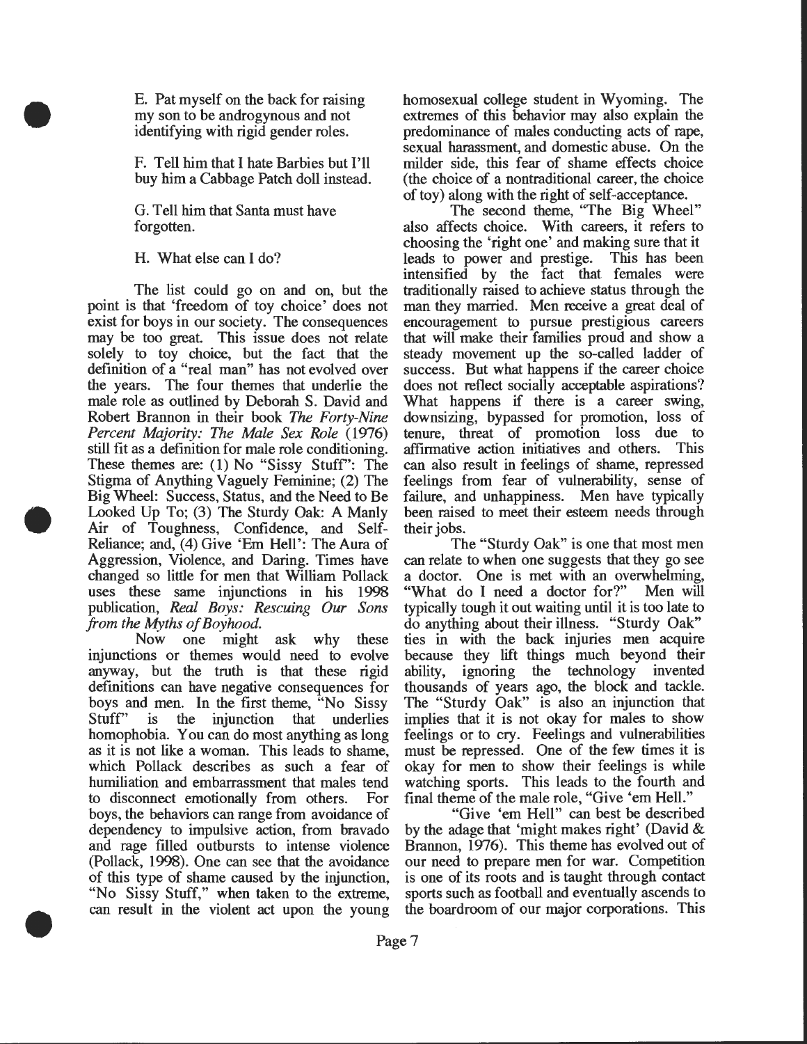E. Pat myself on the back for raising my son to be androgynous and not identifying with rigid gender roles.

F. Tell him that I hate Barbies but I'll buy him a Cabbage Patch doll instead.

G. Tell him that Santa must have forgotten.

H. What else can I do?

The list could go on and on, but the point is that 'freedom of toy choice' does not exist for boys in our society. The consequences may be too great. This issue does not relate solely to toy choice, but the fact that the definition of a "real man" has not evolved over the years. The four themes that underlie the male role as outlined by Deborah S. David and Robert Brannon in their book *The Forty-Nine Percent Majority: The Male Sex Role* (1976) still fit as a definition for male role conditioning. These themes are: (1) No "Sissy Stuff": The Stigma of Anything Vaguely Feminine; (2) The Big Wheel: Success, Status, and the Need to Be Looked Up To; (3) The Sturdy Oak: A Manly Air of Toughness, Confidence, and Self-Reliance; and, (4) Give 'Em Hell': The Aura of Aggression, Violence, and Daring. Times have changed so little for men that William Pollack uses these same injunctions in his 1998 publication, *Real Boys: Rescuing Our Sons from the Myths of Boyhood.*

Now one might ask why these injunctions or themes would need to evolve anyway, but the truth is that these rigid definitions can have negative consequences for boys and men. In the first theme, "No Sissy Stuff" is the injunction that underlies homophobia. You can do most anything as long as it is not like a woman. This leads to shame, which Pollack describes as such a fear of humiliation and embarrassment that males tend to disconnect emotionally from others. For boys, the behaviors can range from avoidance of dependency to impulsive action, from bravado and rage filled outbursts to intense violence (Pollack, 1998). One can see that the avoidance of this type of shame caused by the injunction, "No Sissy Stuff," when taken to the extreme, can result in the violent act upon the young homosexual college student in Wyoming. The extremes of this behavior may also explain the predominance of males conducting acts of rape, sexual harassment, and domestic abuse. On the milder side, this fear of shame effects choice (the choice of a nontraditional career, the choice of toy) along with the right of self-acceptance.

The second theme, "The Big Wheel" also affects choice. With careers, it refers to choosing the 'right one' and making sure that it leads to power and prestige. This has been intensified by the fact that females were traditionally raised to achieve status through the man they married. Men receive a great deal of encouragement to pursue prestigious careers that will make their families proud and show a steady movement up the so-called ladder of success. But what happens if the career choice does not reflect socially acceptable aspirations? What happens if there is a career swing, downsizing, bypassed for promotion, loss of tenure, threat of promotion loss due to affirmative action initiatives and others. This can also result in feelings of shame, repressed feelings from fear of vulnerability, sense of failure, and unhappiness. Men have typically been raised to meet their esteem needs through their jobs.

The "Sturdy Oak" is one that most men can relate to when one suggests that they go see a doctor. One is met with an overwhelming, "What do I need a doctor for?" Men will typically tough it out waiting until it is too late to do anything about their illness. "Sturdy Oak" ties in with the back injuries men acquire because they lift things much beyond their ability, ignoring the technology invented thousands of years ago, the block and tackle. The "Sturdy Oak" is also an injunction that implies that it is not okay for males to show feelings or to cry. Feelings and vulnerabilities must be repressed. One of the few times it is okay for men to show their feelings is while watching sports. This leads to the fourth and final theme of the male role, "Give 'em Hell."

"Give 'em Hell" can best be described by the adage that 'might makes right' (David & Brannon, 1976). This theme has evolved out of our need to prepare men for war. Competition is one of its roots and is taught through contact sports such as football and eventually ascends to the boardroom of our major corporations. This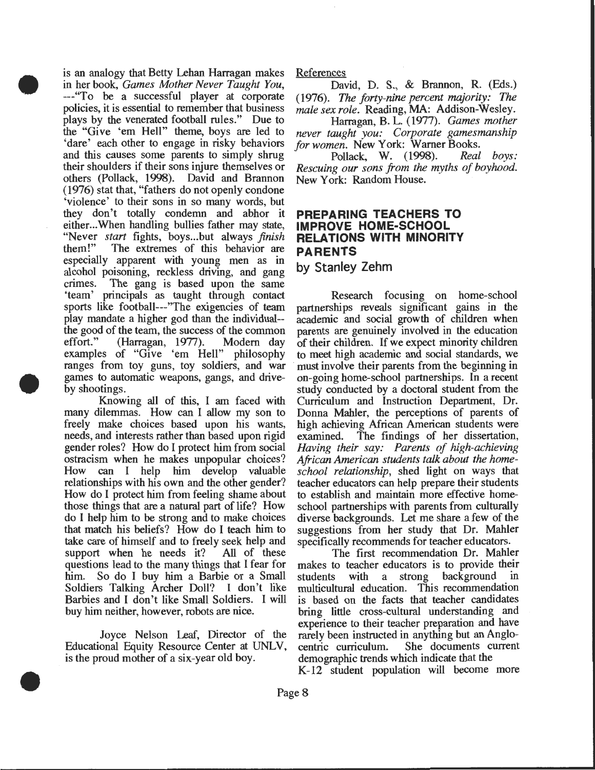is an analogy that Betty Lehan Harragan makes in her book, *Games Mother Never Taught You*, ---"To be a successful player at corporate policies, it is essential to remember that business plays by the venerated football rules." Due to the "Give 'em Hell" theme, boys are led to 'dare' each other to engage in risky behaviors and this causes some parents to simply shrug their shoulders if their sons injure themselves or others (Pollack, 1998). David and Brannon (1976) stat that, "fathers do not openly condone 'violence' to their sons in so many words, but they don't totally condemn and abhor it either...When handling bullies father may state, "Never *start* fights, boys...but always *finish* them!" The extremes of this behavior are especially apparent with young men as in alcohol poisoning, reckless driving, and gang crimes. The gang is based upon the same 'team' principals as taught through contact sports like football---"The exigencies of team play mandate a higher god than the individual--the good of the team, the success of the common effort." (Harragan, 1977). Modern day examples of "Give 'em Hell" philosophy ranges from toy guns, toy soldiers, and war games to automatic weapons, gangs, and drive-by shootings.

Knowing all of this, I am faced with many dilemmas. How can I allow my son to freely make choices based upon his wants, needs, and interests rather than based upon rigid gender roles? How do I protect him from social ostracism when he makes unpopular choices? How can I help him develop valuable relationships with his own and the other gender? How do I protect him from feeling shame about those things that are a natural part of life? How do I help him to be strong and to make choices that match his beliefs? How do I teach him to take care of himself and to freely seek help and support when he needs it? All of these questions lead to the many things that I fear for him. So do I buy him a Barbie or a Small Soldiers Talking Archer Doll? I don't like Barbies and I don't like Small Soldiers. I will buy him neither, however, robots are nice.

Joyce Nelson Leaf, Director of the Educational Equity Resource Center at UNLV, is the proud mother of a six-year old boy.

References

David, D. S., & Brannon, R. (Eds.) (1976). *The forty-nine percent majority: The male sex role*. Reading, MA: Addison-Wesley.

Harragan, B. L. (1977). *Games mother never taught you: Corporate gamesmanship for women*. New York: Warner Books.

Pollack, W. (1998). *Real boys: Rescuing our sons from the myths of boyhood*. New York: Random House.

## PREPARING TEACHERS TO IMPROVE HOME-SCHOOL RELATIONS WITH MINORITY PARENTS

### by Stanley Zehm

Research focusing on home-school partnerships reveals significant gains in the academic and social growth of children when parents are genuinely involved in the education of their children. If we expect minority children to meet high academic and social standards, we must involve their parents from the beginning in on-going home-school partnerships. In a recent study conducted by a doctoral student from the Curriculum and Instruction Department, Dr. Donna Mahler, the perceptions of parents of high achieving African American students were examined. The findings of her dissertation, *Having their say: Parents of high-achieving African American students talk about the home-school relationship*, shed light on ways that teacher educators can help prepare their students to establish and maintain more effective home-school partnerships with parents from culturally diverse backgrounds. Let me share a few of the suggestions from her study that Dr. Mahler specifically recommends for teacher educators.

The first recommendation Dr. Mahler makes to teacher educators is to provide their students with a strong background in multicultural education. This recommendation is based on the facts that teacher candidates bring little cross-cultural understanding and experience to their teacher preparation and have rarely been instructed in anything but an Anglo-centric curriculum. She documents current demographic trends which indicate that the K-12 student population will become more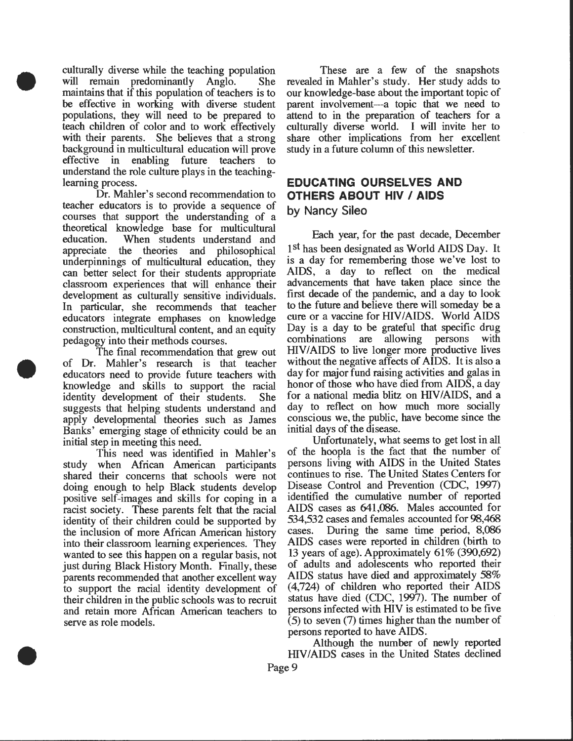culturally diverse while the teaching population will remain predominantly Anglo. She maintains that if this population of teachers is to be effective in working with diverse student populations, they will need to be prepared to teach children of color and to work effectively with their parents. She believes that a strong background in multicultural education will prove effective in enabling future teachers to understand the role culture plays in the teaching-learning process.

Dr. Mahler's second recommendation to teacher educators is to provide a sequence of courses that support the understanding of a theoretical knowledge base for multicultural education. When students understand and appreciate the theories and philosophical underpinnings of multicultural education, they can better select for their students appropriate classroom experiences that will enhance their development as culturally sensitive individuals. In particular, she recommends that teacher educators integrate emphases on knowledge construction, multicultural content, and an equity pedagogy into their methods courses.

The final recommendation that grew out of Dr. Mahler's research is that teacher educators need to provide future teachers with knowledge and skills to support the racial identity development of their students. She suggests that helping students understand and apply developmental theories such as James Banks' emerging stage of ethnicity could be an initial step in meeting this need.

This need was identified in Mahler's study when African American participants shared their concerns that schools were not doing enough to help Black students develop positive self-images and skills for coping in a racist society. These parents felt that the racial identity of their children could be supported by the inclusion of more African American history into their classroom learning experiences. They wanted to see this happen on a regular basis, not just during Black History Month. Finally, these parents recommended that another excellent way to support the racial identity development of their children in the public schools was to recruit and retain more African American teachers to serve as role models.

These are a few of the snapshots revealed in Mahler's study. Her study adds to our knowledge-base about the important topic of parent involvement—a topic that we need to attend to in the preparation of teachers for a culturally diverse world. I will invite her to share other implications from her excellent study in a future column of this newsletter.

## EDUCATING OURSELVES AND OTHERS ABOUT HIV / AIDS

by Nancy Sileo

Each year, for the past decade, December 1st has been designated as World AIDS Day. It is a day for remembering those we've lost to AIDS, a day to reflect on the medical advancements that have taken place since the first decade of the pandemic, and a day to look to the future and believe there will someday be a cure or a vaccine for HIV/AIDS. World AIDS Day is a day to be grateful that specific drug combinations are allowing persons with HIV/AIDS to live longer more productive lives without the negative affects of AIDS. It is also a day for major fund raising activities and galas in honor of those who have died from AIDS, a day for a national media blitz on HIV/AIDS, and a day to reflect on how much more socially conscious we, the public, have become since the initial days of the disease.

Unfortunately, what seems to get lost in all of the hoopla is the fact that the number of persons living with AIDS in the United States continues to rise. The United States Centers for Disease Control and Prevention (CDC, 1997) identified the cumulative number of reported AIDS cases as 641,086. Males accounted for 534,532 cases and females accounted for 98,468 cases. During the same time period, 8,086 AIDS cases were reported in children (birth to 13 years of age). Approximately 61% (390,692) of adults and adolescents who reported their AIDS status have died and approximately 58% (4,724) of children who reported their AIDS status have died (CDC, 1997). The number of persons infected with HIV is estimated to be five (5) to seven (7) times higher than the number of persons reported to have AIDS.

Although the number of newly reported HIV/AIDS cases in the United States declined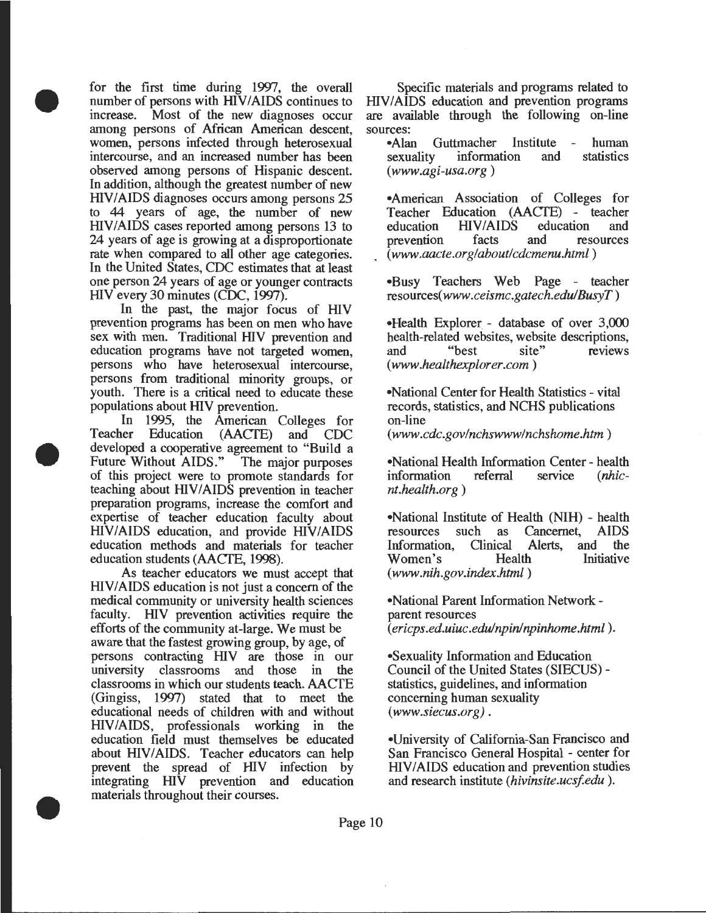for the first time during 1997, the overall number of persons with HIV/AIDS continues to increase. Most of the new diagnoses occur among persons of African American descent, women, persons infected through heterosexual intercourse, and an increased number has been observed among persons of Hispanic descent. In addition, although the greatest number of new HIV/AIDS diagnoses occurs among persons 25 to 44 years of age, the number of new HIV/AIDS cases reported among persons 13 to 24 years of age is growing at a disproportionate rate when compared to all other age categories. In the United States, CDC estimates that at least one person 24 years of age or younger contracts HIV every 30 minutes (CDC, 1997).

In the past, the major focus of HIV prevention programs has been on men who have sex with men. Traditional HIV prevention and education programs have not targeted women, persons who have heterosexual intercourse, persons from traditional minority groups, or youth. There is a critical need to educate these populations about HIV prevention.

In 1995, the American Colleges for Teacher Education (AACTE) and CDC developed a cooperative agreement to "Build a Future Without AIDS." The major purposes of this project were to promote standards for teaching about HIV/AIDS prevention in teacher preparation programs, increase the comfort and expertise of teacher education faculty about HIV/AIDS education, and provide HIV/AIDS education methods and materials for teacher education students (AACTE, 1998).

As teacher educators we must accept that HIV/AIDS education is not just a concern of the medical community or university health sciences faculty. HIV prevention activities require the efforts of the community at-large. We must be aware that the fastest growing group, by age, of persons contracting HIV are those in our university classrooms and those in the classrooms in which our students teach. AACTE (Gingiss, 1997) stated that to meet the educational needs of children with and without HIV/AIDS, professionals working in the education field must themselves be educated about HIV/AIDS. Teacher educators can help prevent the spread of HIV infection by integrating HIV prevention and education materials throughout their courses.

Specific materials and programs related to HIV/AIDS education and prevention programs are available through the following on-line sources:

- Alan Guttmacher Institute - human sexuality information and statistics (*www.agi-usa.org*)
- American Association of Colleges for Teacher Education (AACTE) - teacher education HIV/AIDS education and prevention facts and resources (*www.aacte.org/about/cdcmenu.html*)
- Busy Teachers Web Page - teacher resources(*www.ceismc.gatech.edu/BusyT*)
- Health Explorer - database of over 3,000 health-related websites, website descriptions, and "best site" reviews (*www.healthexplorer.com*)
- National Center for Health Statistics - vital records, statistics, and NCHS publications on-line (*www.cdc.gov/nchswww/nchshome.htm*)
- National Health Information Center - health information referral service (*nhic-nt.health.org*)
- National Institute of Health (NIH) - health resources such as Cancernet, AIDS Information, Clinical Alerts, and the Women's Health Initiative (*www.nih.gov.index.html*)
- National Parent Information Network - parent resources (*ericps.ed.uiuc.edu/npin/npinhome.html*).
- Sexuality Information and Education Council of the United States (SIECUS) - statistics, guidelines, and information concerning human sexuality (*www.siecus.org*).
- University of California-San Francisco and San Francisco General Hospital - center for HIV/AIDS education and prevention studies and research institute (*hivinsite.ucsf.edu*).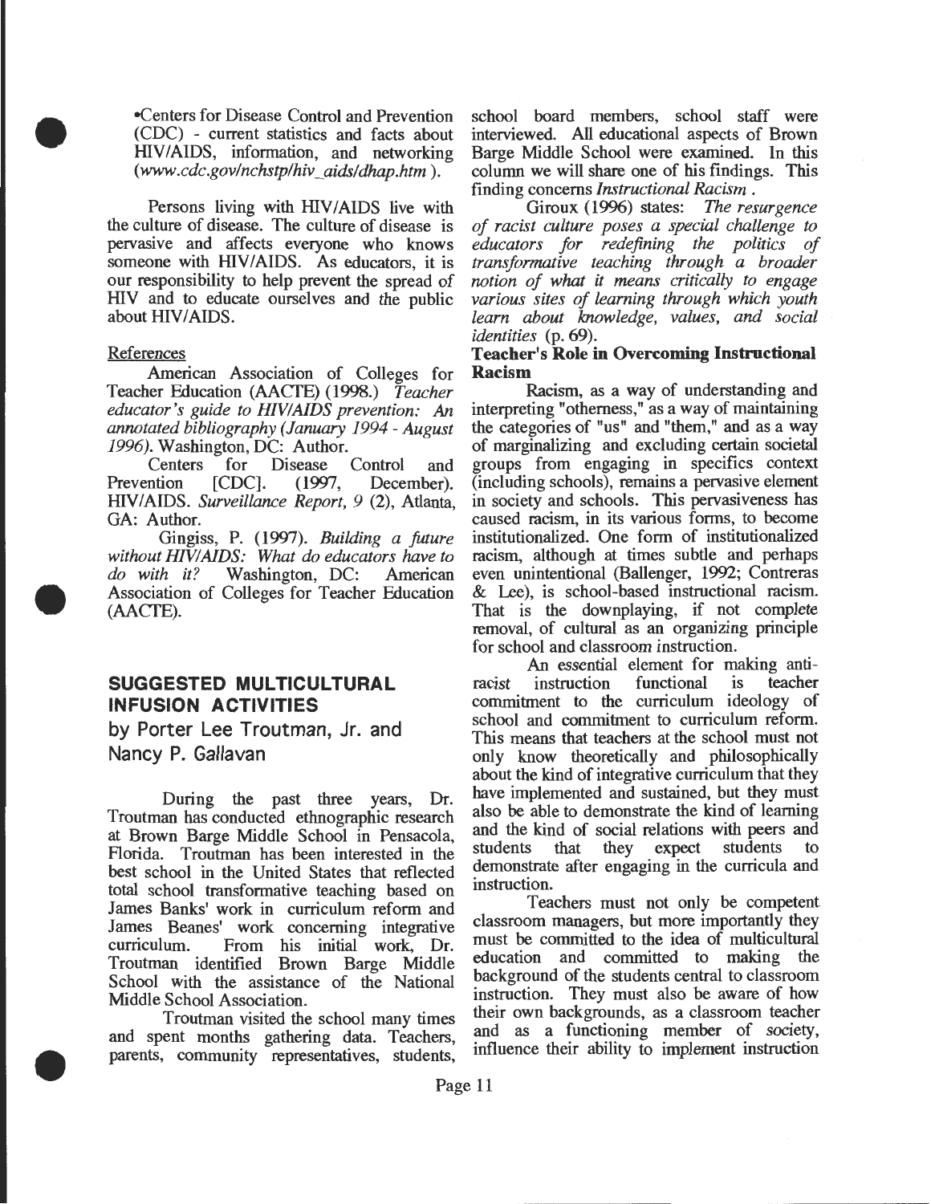•Centers for Disease Control and Prevention (CDC) - current statistics and facts about HIV/AIDS, information, and networking (*www.cdc.gov/nchstp/hiv_aids/dhap.htm* ).

Persons living with HIV/AIDS live with the culture of disease. The culture of disease is pervasive and affects everyone who knows someone with HIV/AIDS. As educators, it is our responsibility to help prevent the spread of HIV and to educate ourselves and the public about HIV/AIDS.

References

American Association of Colleges for Teacher Education (AACTE) (1998.) *Teacher educator's guide to HIV/AIDS prevention: An annotated bibliography (January 1994 - August 1996).* Washington, DC: Author.

Centers for Disease Control and Prevention [CDC]. (1997, December). HIV/AIDS. *Surveillance Report, 9* (2), Atlanta, GA: Author.

Gingiss, P. (1997). *Building a future without HIV/AIDS: What do educators have to do with it?* Washington, DC: American Association of Colleges for Teacher Education (AACTE).

## SUGGESTED MULTICULTURAL INFUSION ACTIVITIES

by Porter Lee Troutman, Jr. and Nancy P. Gallavan

During the past three years, Dr. Troutman has conducted ethnographic research at Brown Barge Middle School in Pensacola, Florida. Troutman has been interested in the best school in the United States that reflected total school transformative teaching based on James Banks' work in curriculum reform and James Beanes' work concerning integrative curriculum. From his initial work, Dr. Troutman identified Brown Barge Middle School with the assistance of the National Middle School Association.

Troutman visited the school many times and spent months gathering data. Teachers, parents, community representatives, students, school board members, school staff were interviewed. All educational aspects of Brown Barge Middle School were examined. In this column we will share one of his findings. This finding concerns *Instructional Racism* .

Giroux (1996) states: *The resurgence of racist culture poses a special challenge to educators for redefining the politics of transformative teaching through a broader notion of what it means critically to engage various sites of learning through which youth learn about knowledge, values, and social identities* (p. 69).

**Teacher's Role in Overcoming Instructional Racism**

Racism, as a way of understanding and interpreting "otherness," as a way of maintaining the categories of "us" and "them," and as a way of marginalizing and excluding certain societal groups from engaging in specifics context (including schools), remains a pervasive element in society and schools. This pervasiveness has caused racism, in its various forms, to become institutionalized. One form of institutionalized racism, although at times subtle and perhaps even unintentional (Ballenger, 1992; Contreras & Lee), is school-based instructional racism. That is the downplaying, if not complete removal, of cultural as an organizing principle for school and classroom instruction.

An essential element for making anti-racist instruction functional is teacher commitment to the curriculum ideology of school and commitment to curriculum reform. This means that teachers at the school must not only know theoretically and philosophically about the kind of integrative curriculum that they have implemented and sustained, but they must also be able to demonstrate the kind of learning and the kind of social relations with peers and students that they expect students to demonstrate after engaging in the curricula and instruction.

Teachers must not only be competent classroom managers, but more importantly they must be committed to the idea of multicultural education and committed to making the background of the students central to classroom instruction. They must also be aware of how their own backgrounds, as a classroom teacher and as a functioning member of society, influence their ability to implement instruction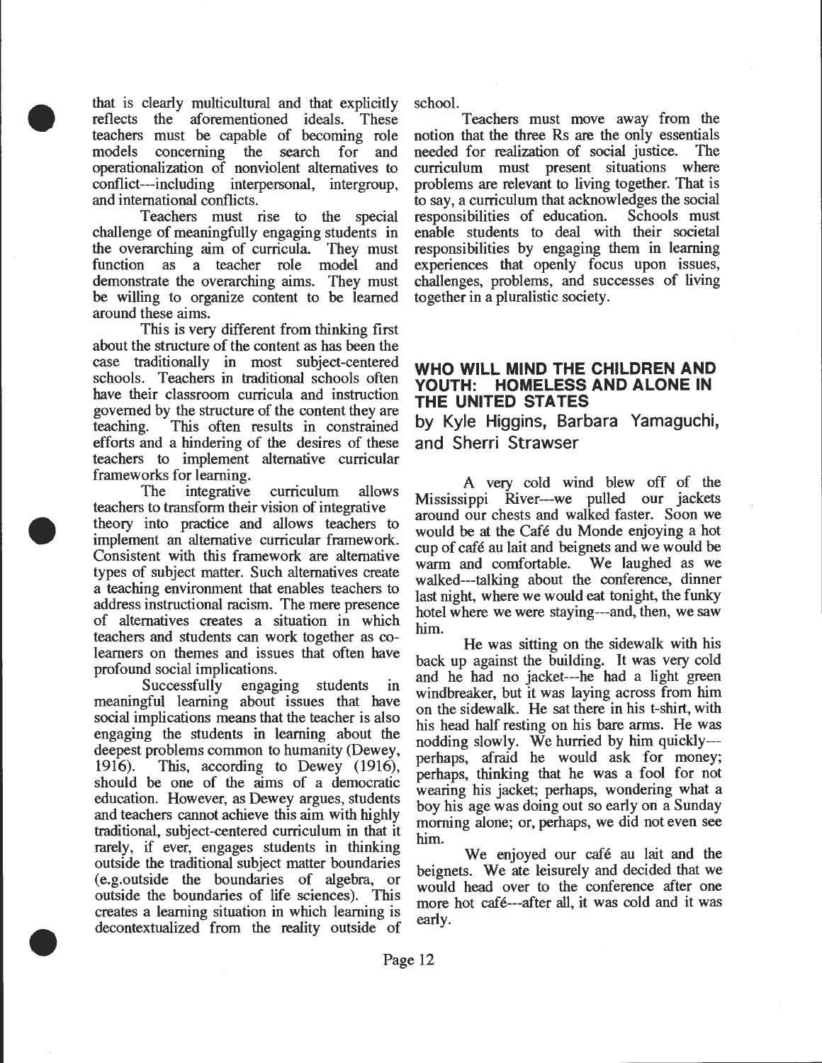that is clearly multicultural and that explicitly reflects the aforementioned ideals. These teachers must be capable of becoming role models concerning the search for and operationalization of nonviolent alternatives to conflict---including interpersonal, intergroup, and international conflicts.

Teachers must rise to the special challenge of meaningfully engaging students in the overarching aim of curricula. They must function as a teacher role model and demonstrate the overarching aims. They must be willing to organize content to be learned around these aims.

This is very different from thinking first about the structure of the content as has been the case traditionally in most subject-centered schools. Teachers in traditional schools often have their classroom curricula and instruction governed by the structure of the content they are teaching. This often results in constrained efforts and a hindering of the desires of these teachers to implement alternative curricular frameworks for learning.

The integrative curriculum allows teachers to transform their vision of integrative theory into practice and allows teachers to implement an alternative curricular framework. Consistent with this framework are alternative types of subject matter. Such alternatives create a teaching environment that enables teachers to address instructional racism. The mere presence of alternatives creates a situation in which teachers and students can work together as co-learners on themes and issues that often have profound social implications.

Successfully engaging students in meaningful learning about issues that have social implications means that the teacher is also engaging the students in learning about the deepest problems common to humanity (Dewey, 1916). This, according to Dewey (1916), should be one of the aims of a democratic education. However, as Dewey argues, students and teachers cannot achieve this aim with highly traditional, subject-centered curriculum in that it rarely, if ever, engages students in thinking outside the traditional subject matter boundaries (e.g.outside the boundaries of algebra, or outside the boundaries of life sciences). This creates a learning situation in which learning is decontextualized from the reality outside of school.

Teachers must move away from the notion that the three Rs are the only essentials needed for realization of social justice. The curriculum must present situations where problems are relevant to living together. That is to say, a curriculum that acknowledges the social responsibilities of education. Schools must enable students to deal with their societal responsibilities by engaging them in learning experiences that openly focus upon issues, challenges, problems, and successes of living together in a pluralistic society.

## WHO WILL MIND THE CHILDREN AND YOUTH: HOMELESS AND ALONE IN THE UNITED STATES

**by Kyle Higgins, Barbara Yamaguchi, and Sherri Strawser**

A very cold wind blew off of the Mississippi River---we pulled our jackets around our chests and walked faster. Soon we would be at the Café du Monde enjoying a hot cup of café au lait and beignets and we would be warm and comfortable. We laughed as we walked---talking about the conference, dinner last night, where we would eat tonight, the funky hotel where we were staying---and, then, we saw him.

He was sitting on the sidewalk with his back up against the building. It was very cold and he had no jacket---he had a light green windbreaker, but it was laying across from him on the sidewalk. He sat there in his t-shirt, with his head half resting on his bare arms. He was nodding slowly. We hurried by him quickly---perhaps, afraid he would ask for money; perhaps, thinking that he was a fool for not wearing his jacket; perhaps, wondering what a boy his age was doing out so early on a Sunday morning alone; or, perhaps, we did not even see him.

We enjoyed our café au lait and the beignets. We ate leisurely and decided that we would head over to the conference after one more hot café---after all, it was cold and it was early.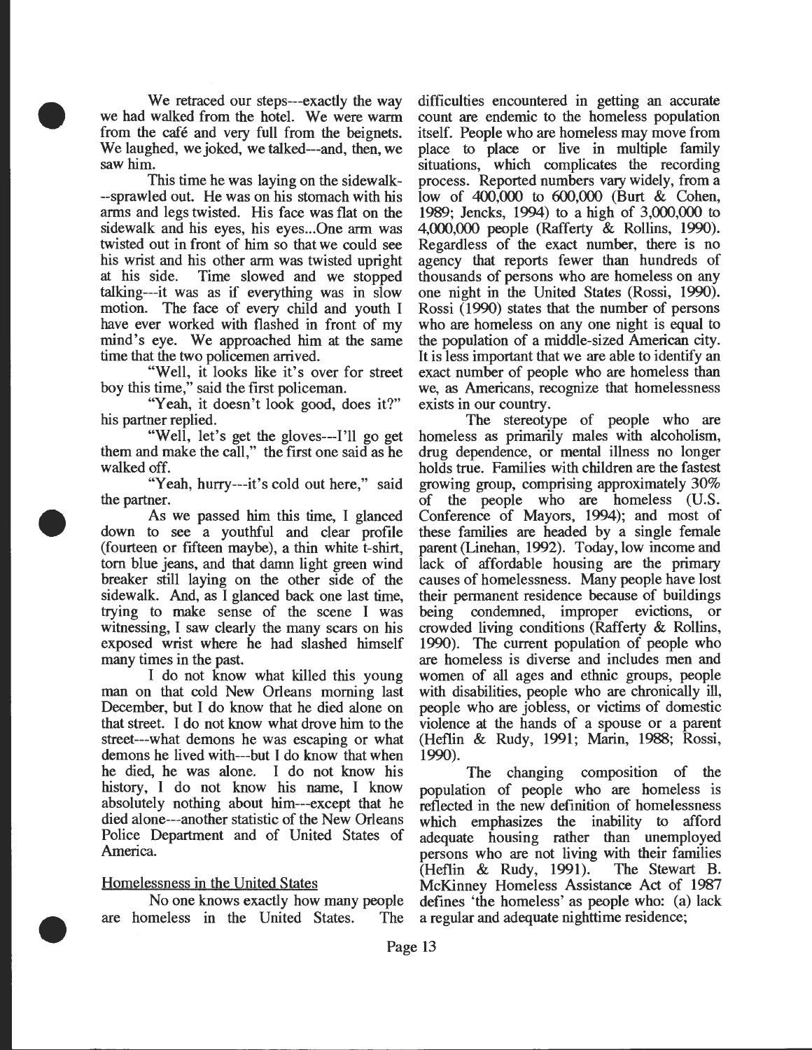We retraced our steps---exactly the way we had walked from the hotel. We were warm from the café and very full from the beignets. We laughed, we joked, we talked---and, then, we saw him.

This time he was laying on the sidewalk--sprawled out. He was on his stomach with his arms and legs twisted. His face was flat on the sidewalk and his eyes, his eyes...One arm was twisted out in front of him so that we could see his wrist and his other arm was twisted upright at his side. Time slowed and we stopped talking---it was as if everything was in slow motion. The face of every child and youth I have ever worked with flashed in front of my mind's eye. We approached him at the same time that the two policemen arrived.

"Well, it looks like it's over for street boy this time," said the first policeman.

"Yeah, it doesn't look good, does it?" his partner replied.

"Well, let's get the gloves---I'll go get them and make the call," the first one said as he walked off.

"Yeah, hurry---it's cold out here," said the partner.

As we passed him this time, I glanced down to see a youthful and clear profile (fourteen or fifteen maybe), a thin white t-shirt, torn blue jeans, and that damn light green wind breaker still laying on the other side of the sidewalk. And, as I glanced back one last time, trying to make sense of the scene I was witnessing, I saw clearly the many scars on his exposed wrist where he had slashed himself many times in the past.

I do not know what killed this young man on that cold New Orleans morning last December, but I do know that he died alone on that street. I do not know what drove him to the street---what demons he was escaping or what demons he lived with---but I do know that when he died, he was alone. I do not know his history, I do not know his name, I know absolutely nothing about him---except that he died alone---another statistic of the New Orleans Police Department and of United States of America.

## Homelessness in the United States

No one knows exactly how many people are homeless in the United States. The difficulties encountered in getting an accurate count are endemic to the homeless population itself. People who are homeless may move from place to place or live in multiple family situations, which complicates the recording process. Reported numbers vary widely, from a low of 400,000 to 600,000 (Burt & Cohen, 1989; Jencks, 1994) to a high of 3,000,000 to 4,000,000 people (Rafferty & Rollins, 1990). Regardless of the exact number, there is no agency that reports fewer than hundreds of thousands of persons who are homeless on any one night in the United States (Rossi, 1990). Rossi (1990) states that the number of persons who are homeless on any one night is equal to the population of a middle-sized American city. It is less important that we are able to identify an exact number of people who are homeless than we, as Americans, recognize that homelessness exists in our country.

The stereotype of people who are homeless as primarily males with alcoholism, drug dependence, or mental illness no longer holds true. Families with children are the fastest growing group, comprising approximately 30% of the people who are homeless (U.S. Conference of Mayors, 1994); and most of these families are headed by a single female parent (Linehan, 1992). Today, low income and lack of affordable housing are the primary causes of homelessness. Many people have lost their permanent residence because of buildings being condemned, improper evictions, or crowded living conditions (Rafferty & Rollins, 1990). The current population of people who are homeless is diverse and includes men and women of all ages and ethnic groups, people with disabilities, people who are chronically ill, people who are jobless, or victims of domestic violence at the hands of a spouse or a parent (Heflin & Rudy, 1991; Marin, 1988; Rossi, 1990).

The changing composition of the population of people who are homeless is reflected in the new definition of homelessness which emphasizes the inability to afford adequate housing rather than unemployed persons who are not living with their families (Heflin & Rudy, 1991). The Stewart B. McKinney Homeless Assistance Act of 1987 defines 'the homeless' as people who: (a) lack a regular and adequate nighttime residence;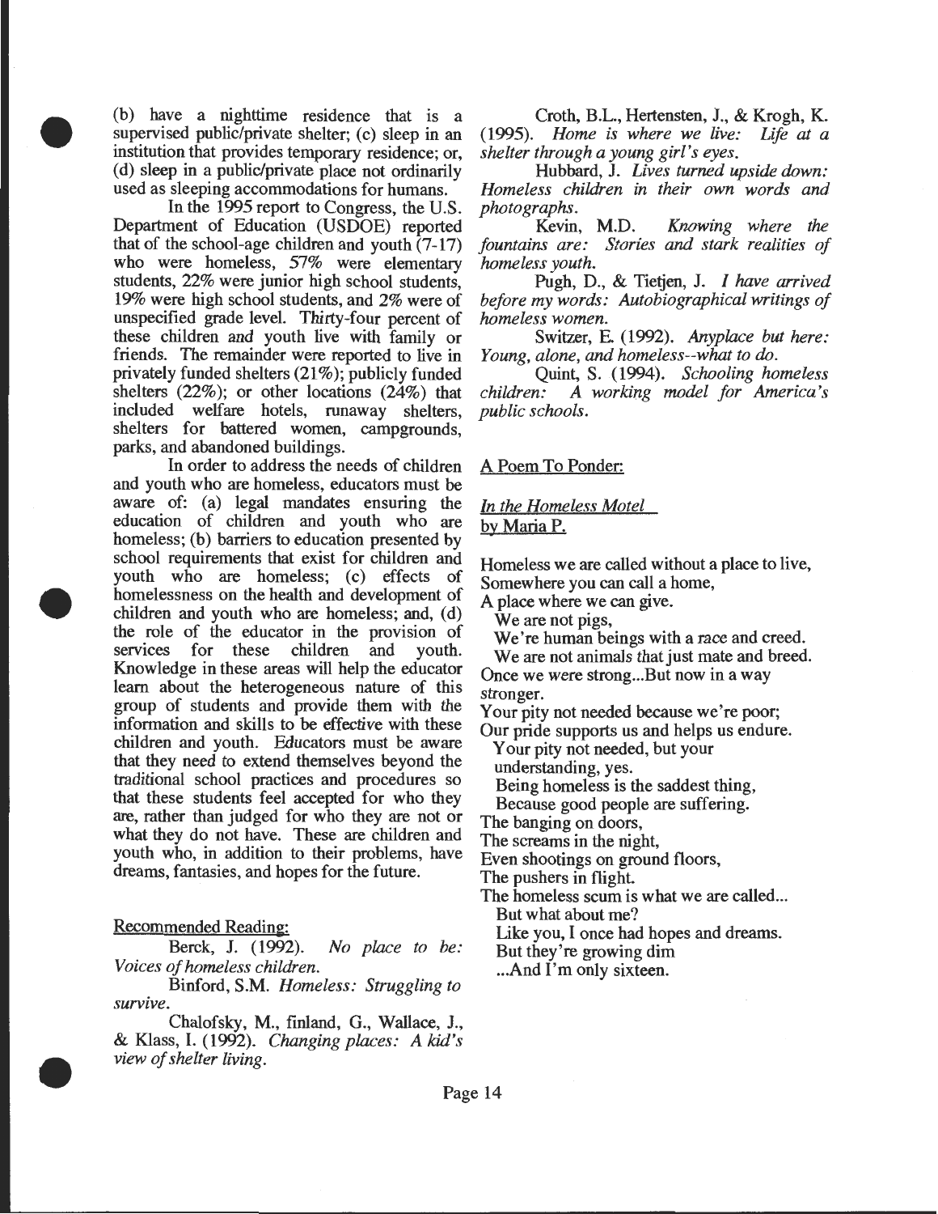(b) have a nighttime residence that is a supervised public/private shelter; (c) sleep in an institution that provides temporary residence; or, (d) sleep in a public/private place not ordinarily used as sleeping accommodations for humans.

In the 1995 report to Congress, the U.S. Department of Education (USDOE) reported that of the school-age children and youth (7-17) who were homeless, 57% were elementary students, 22% were junior high school students, 19% were high school students, and 2% were of unspecified grade level. Thirty-four percent of these children and youth live with family or friends. The remainder were reported to live in privately funded shelters (21%); publicly funded shelters (22%); or other locations (24%) that included welfare hotels, runaway shelters, shelters for battered women, campgrounds, parks, and abandoned buildings.

In order to address the needs of children and youth who are homeless, educators must be aware of: (a) legal mandates ensuring the education of children and youth who are homeless; (b) barriers to education presented by school requirements that exist for children and youth who are homeless; (c) effects of homelessness on the health and development of children and youth who are homeless; and, (d) the role of the educator in the provision of services for these children and youth. Knowledge in these areas will help the educator learn about the heterogeneous nature of this group of students and provide them with the information and skills to be effective with these children and youth. Educators must be aware that they need to extend themselves beyond the traditional school practices and procedures so that these students feel accepted for who they are, rather than judged for who they are not or what they do not have. These are children and youth who, in addition to their problems, have dreams, fantasies, and hopes for the future.

Recommended Reading:

Berck, J. (1992). *No place to be: Voices of homeless children.*

Binford, S.M. *Homeless: Struggling to survive.*

Chalofsky, M., finland, G., Wallace, J., & Klass, I. (1992). *Changing places: A kid's view of shelter living.*

Croth, B.L., Hertensten, J., & Krogh, K. (1995). *Home is where we live: Life at a shelter through a young girl's eyes.*

Hubbard, J. *Lives turned upside down: Homeless children in their own words and photographs.*

Kevin, M.D. *Knowing where the fountains are: Stories and stark realities of homeless youth.*

Pugh, D., & Tietjen, J. *I have arrived before my words: Autobiographical writings of homeless women.*

Switzer, E. (1992). *Anyplace but here: Young, alone, and homeless--what to do.*

Quint, S. (1994). *Schooling homeless children: A working model for America's public schools.*

A Poem To Ponder:

*In the Homeless Motel*
by Maria P.

Homeless we are called without a place to live,
Somewhere you can call a home,
A place where we can give.
We are not pigs,
We're human beings with a race and creed.
We are not animals that just mate and breed.
Once we were strong...But now in a way stronger.
Your pity not needed because we're poor;
Our pride supports us and helps us endure.
Your pity not needed, but your understanding, yes.
Being homeless is the saddest thing,
Because good people are suffering.
The banging on doors,
The screams in the night,
Even shootings on ground floors,
The pushers in flight.
The homeless scum is what we are called...
But what about me?
Like you, I once had hopes and dreams.
But they're growing dim
...And I'm only sixteen.